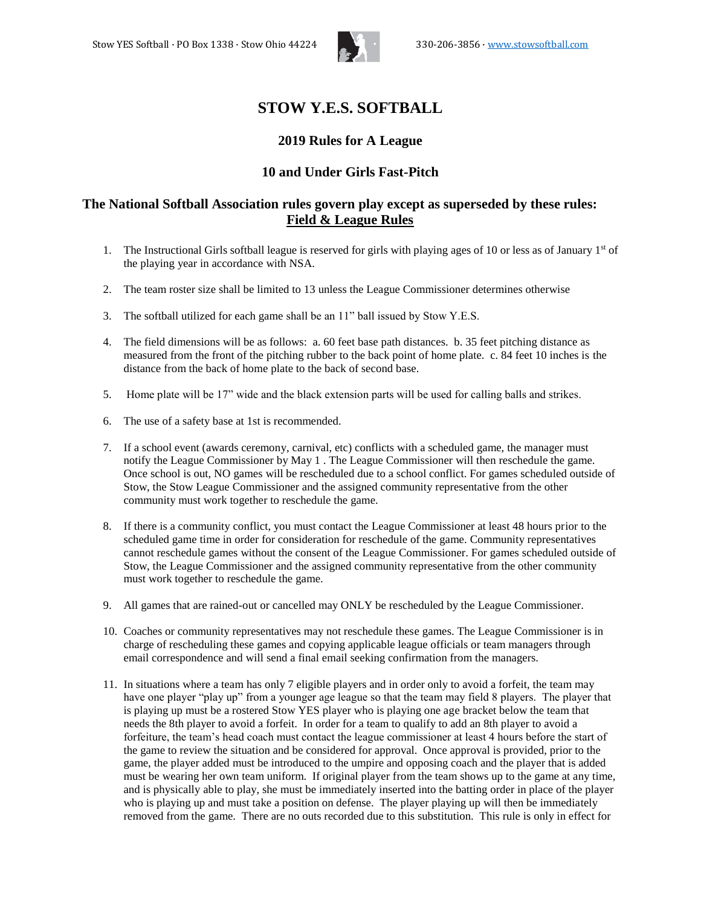Stow YES Softball · PO Box 1338 · Stow Ohio 44224 330-206-3856 · www.stowsoftball.com

# STOW Y.E.S. SOFTBALL

## 2019 Rules for A League

## 10 and Under Girls Fast-Pitch

## The National Softball Association rules govern play except as superseded by these rules: Field & League Rules

1. The Instructional Girls softball league is reserved for girls with playing ages of 10 or less as of January 1st of the playing year in accordance with NSA.

2. The team roster size shall be limited to 13 unless the League Commissioner determines otherwise

3. The softball utilized for each game shall be an 11" ball issued by Stow Y.E.S.

4. The field dimensions will be as follows: a. 60 feet base path distances. b. 35 feet pitching distance as measured from the front of the pitching rubber to the back point of home plate. c. 84 feet 10 inches is the distance from the back of home plate to the back of second base.

5. Home plate will be 17" wide and the black extension parts will be used for calling balls and strikes.

6. The use of a safety base at 1st is recommended.

7. If a school event (awards ceremony, carnival, etc) conflicts with a scheduled game, the manager must notify the League Commissioner by May 1 . The League Commissioner will then reschedule the game. Once school is out, NO games will be rescheduled due to a school conflict. For games scheduled outside of Stow, the Stow League Commissioner and the assigned community representative from the other community must work together to reschedule the game.

8. If there is a community conflict, you must contact the League Commissioner at least 48 hours prior to the scheduled game time in order for consideration for reschedule of the game. Community representatives cannot reschedule games without the consent of the League Commissioner. For games scheduled outside of Stow, the League Commissioner and the assigned community representative from the other community must work together to reschedule the game.

9. All games that are rained-out or cancelled may ONLY be rescheduled by the League Commissioner.

10. Coaches or community representatives may not reschedule these games. The League Commissioner is in charge of rescheduling these games and copying applicable league officials or team managers through email correspondence and will send a final email seeking confirmation from the managers.

11. In situations where a team has only 7 eligible players and in order only to avoid a forfeit, the team may have one player "play up" from a younger age league so that the team may field 8 players. The player that is playing up must be a rostered Stow YES player who is playing one age bracket below the team that needs the 8th player to avoid a forfeit. In order for a team to qualify to add an 8th player to avoid a forfeiture, the team's head coach must contact the league commissioner at least 4 hours before the start of the game to review the situation and be considered for approval. Once approval is provided, prior to the game, the player added must be introduced to the umpire and opposing coach and the player that is added must be wearing her own team uniform. If original player from the team shows up to the game at any time, and is physically able to play, she must be immediately inserted into the batting order in place of the player who is playing up and must take a position on defense. The player playing up will then be immediately removed from the game. There are no outs recorded due to this substitution. This rule is only in effect for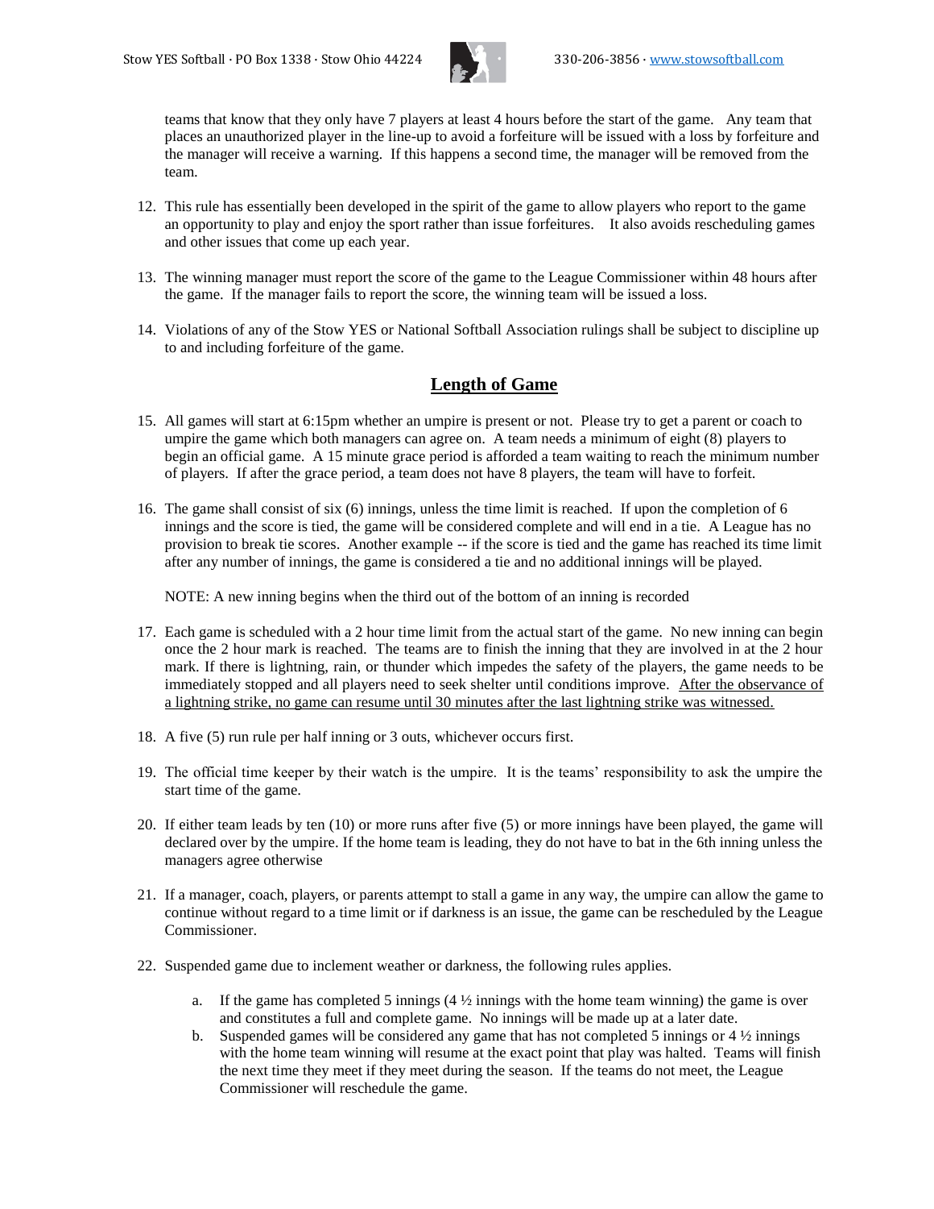teams that know that they only have 7 players at least 4 hours before the start of the game. Any team that places an unauthorized player in the line-up to avoid a forfeiture will be issued with a loss by forfeiture and the manager will receive a warning. If this happens a second time, the manager will be removed from the team.

12. This rule has essentially been developed in the spirit of the game to allow players who report to the game an opportunity to play and enjoy the sport rather than issue forfeitures. It also avoids rescheduling games and other issues that come up each year.

13. The winning manager must report the score of the game to the League Commissioner within 48 hours after the game. If the manager fails to report the score, the winning team will be issued a loss.

14. Violations of any of the Stow YES or National Softball Association rulings shall be subject to discipline up to and including forfeiture of the game.

## Length of Game

15. All games will start at 6:15pm whether an umpire is present or not. Please try to get a parent or coach to umpire the game which both managers can agree on. A team needs a minimum of eight (8) players to begin an official game. A 15 minute grace period is afforded a team waiting to reach the minimum number of players. If after the grace period, a team does not have 8 players, the team will have to forfeit.

16. The game shall consist of six (6) innings, unless the time limit is reached. If upon the completion of 6 innings and the score is tied, the game will be considered complete and will end in a tie. A League has no provision to break tie scores. Another example -- if the score is tied and the game has reached its time limit after any number of innings, the game is considered a tie and no additional innings will be played.

    NOTE: A new inning begins when the third out of the bottom of an inning is recorded

17. Each game is scheduled with a 2 hour time limit from the actual start of the game. No new inning can begin once the 2 hour mark is reached. The teams are to finish the inning that they are involved in at the 2 hour mark. If there is lightning, rain, or thunder which impedes the safety of the players, the game needs to be immediately stopped and all players need to seek shelter until conditions improve. <u>After the observance of a lightning strike, no game can resume until 30 minutes after the last lightning strike was witnessed.</u>

18. A five (5) run rule per half inning or 3 outs, whichever occurs first.

19. The official time keeper by their watch is the umpire. It is the teams' responsibility to ask the umpire the start time of the game.

20. If either team leads by ten (10) or more runs after five (5) or more innings have been played, the game will declared over by the umpire. If the home team is leading, they do not have to bat in the 6th inning unless the managers agree otherwise

21. If a manager, coach, players, or parents attempt to stall a game in any way, the umpire can allow the game to continue without regard to a time limit or if darkness is an issue, the game can be rescheduled by the League Commissioner.

22. Suspended game due to inclement weather or darkness, the following rules applies.

    a. If the game has completed 5 innings (4 ½ innings with the home team winning) the game is over and constitutes a full and complete game. No innings will be made up at a later date.
    b. Suspended games will be considered any game that has not completed 5 innings or 4 ½ innings with the home team winning will resume at the exact point that play was halted. Teams will finish the next time they meet if they meet during the season. If the teams do not meet, the League Commissioner will reschedule the game.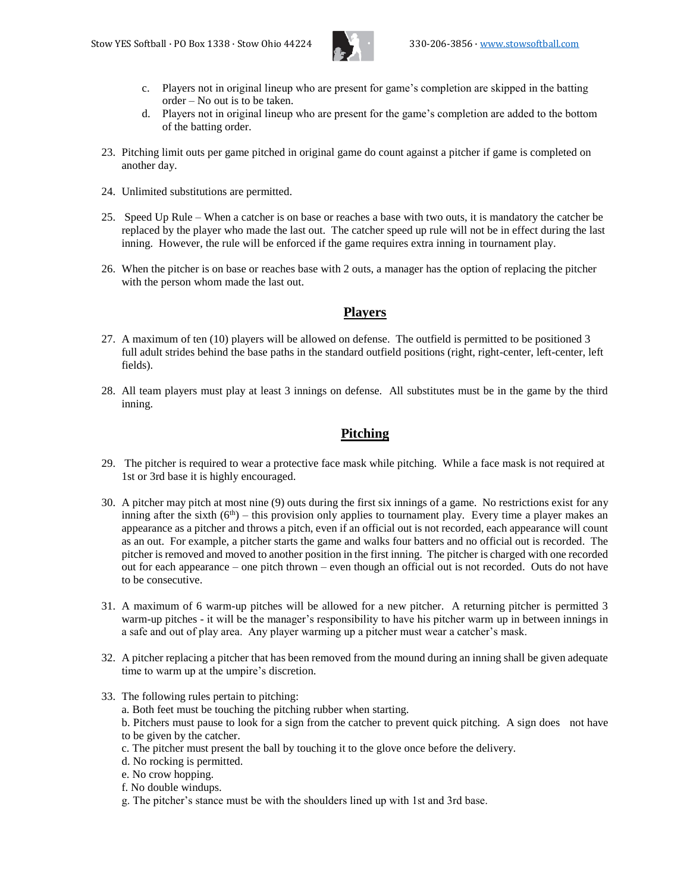c. Players not in original lineup who are present for game's completion are skipped in the batting order – No out is to be taken.

d. Players not in original lineup who are present for the game's completion are added to the bottom of the batting order.

23. Pitching limit outs per game pitched in original game do count against a pitcher if game is completed on another day.

24. Unlimited substitutions are permitted.

25. Speed Up Rule – When a catcher is on base or reaches a base with two outs, it is mandatory the catcher be replaced by the player who made the last out. The catcher speed up rule will not be in effect during the last inning. However, the rule will be enforced if the game requires extra inning in tournament play.

26. When the pitcher is on base or reaches base with 2 outs, a manager has the option of replacing the pitcher with the person whom made the last out.

## Players

27. A maximum of ten (10) players will be allowed on defense. The outfield is permitted to be positioned 3 full adult strides behind the base paths in the standard outfield positions (right, right-center, left-center, left fields).

28. All team players must play at least 3 innings on defense. All substitutes must be in the game by the third inning.

## Pitching

29. The pitcher is required to wear a protective face mask while pitching. While a face mask is not required at 1st or 3rd base it is highly encouraged.

30. A pitcher may pitch at most nine (9) outs during the first six innings of a game. No restrictions exist for any inning after the sixth (6th) – this provision only applies to tournament play. Every time a player makes an appearance as a pitcher and throws a pitch, even if an official out is not recorded, each appearance will count as an out. For example, a pitcher starts the game and walks four batters and no official out is recorded. The pitcher is removed and moved to another position in the first inning. The pitcher is charged with one recorded out for each appearance – one pitch thrown – even though an official out is not recorded. Outs do not have to be consecutive.

31. A maximum of 6 warm-up pitches will be allowed for a new pitcher. A returning pitcher is permitted 3 warm-up pitches - it will be the manager's responsibility to have his pitcher warm up in between innings in a safe and out of play area. Any player warming up a pitcher must wear a catcher's mask.

32. A pitcher replacing a pitcher that has been removed from the mound during an inning shall be given adequate time to warm up at the umpire's discretion.

33. The following rules pertain to pitching:
a. Both feet must be touching the pitching rubber when starting.
b. Pitchers must pause to look for a sign from the catcher to prevent quick pitching. A sign does not have to be given by the catcher.
c. The pitcher must present the ball by touching it to the glove once before the delivery.
d. No rocking is permitted.
e. No crow hopping.
f. No double windups.
g. The pitcher's stance must be with the shoulders lined up with 1st and 3rd base.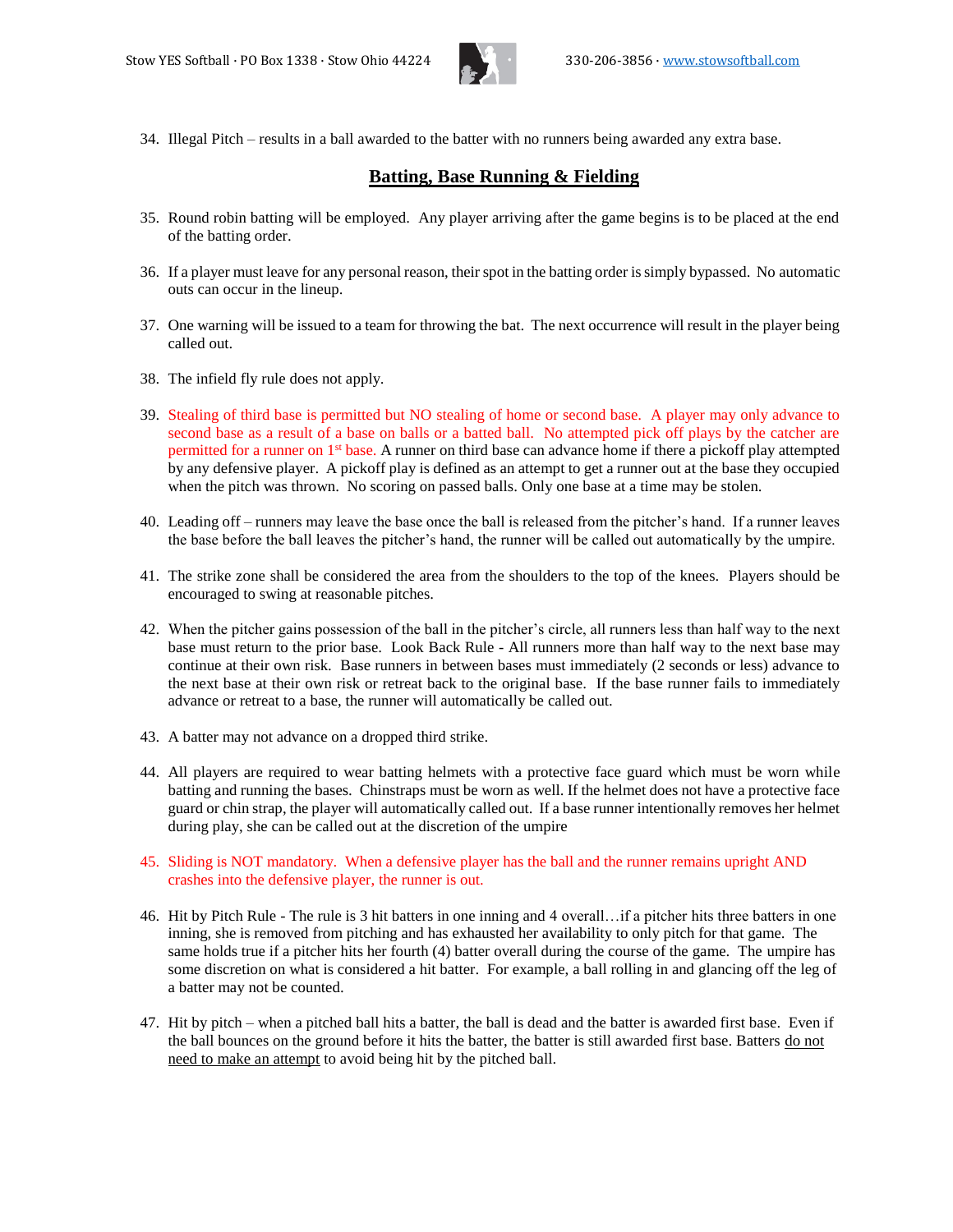34. Illegal Pitch – results in a ball awarded to the batter with no runners being awarded any extra base.

## Batting, Base Running & Fielding

35. Round robin batting will be employed. Any player arriving after the game begins is to be placed at the end of the batting order.

36. If a player must leave for any personal reason, their spot in the batting order is simply bypassed. No automatic outs can occur in the lineup.

37. One warning will be issued to a team for throwing the bat. The next occurrence will result in the player being called out.

38. The infield fly rule does not apply.

39. Stealing of third base is permitted but NO stealing of home or second base. A player may only advance to second base as a result of a base on balls or a batted ball. No attempted pick off plays by the catcher are permitted for a runner on 1st base. A runner on third base can advance home if there a pickoff play attempted by any defensive player. A pickoff play is defined as an attempt to get a runner out at the base they occupied when the pitch was thrown. No scoring on passed balls. Only one base at a time may be stolen.

40. Leading off – runners may leave the base once the ball is released from the pitcher's hand. If a runner leaves the base before the ball leaves the pitcher's hand, the runner will be called out automatically by the umpire.

41. The strike zone shall be considered the area from the shoulders to the top of the knees. Players should be encouraged to swing at reasonable pitches.

42. When the pitcher gains possession of the ball in the pitcher's circle, all runners less than half way to the next base must return to the prior base. Look Back Rule - All runners more than half way to the next base may continue at their own risk. Base runners in between bases must immediately (2 seconds or less) advance to the next base at their own risk or retreat back to the original base. If the base runner fails to immediately advance or retreat to a base, the runner will automatically be called out.

43. A batter may not advance on a dropped third strike.

44. All players are required to wear batting helmets with a protective face guard which must be worn while batting and running the bases. Chinstraps must be worn as well. If the helmet does not have a protective face guard or chin strap, the player will automatically called out. If a base runner intentionally removes her helmet during play, she can be called out at the discretion of the umpire

45. Sliding is NOT mandatory. When a defensive player has the ball and the runner remains upright AND crashes into the defensive player, the runner is out.

46. Hit by Pitch Rule - The rule is 3 hit batters in one inning and 4 overall…if a pitcher hits three batters in one inning, she is removed from pitching and has exhausted her availability to only pitch for that game. The same holds true if a pitcher hits her fourth (4) batter overall during the course of the game. The umpire has some discretion on what is considered a hit batter. For example, a ball rolling in and glancing off the leg of a batter may not be counted.

47. Hit by pitch – when a pitched ball hits a batter, the ball is dead and the batter is awarded first base. Even if the ball bounces on the ground before it hits the batter, the batter is still awarded first base. Batters do not need to make an attempt to avoid being hit by the pitched ball.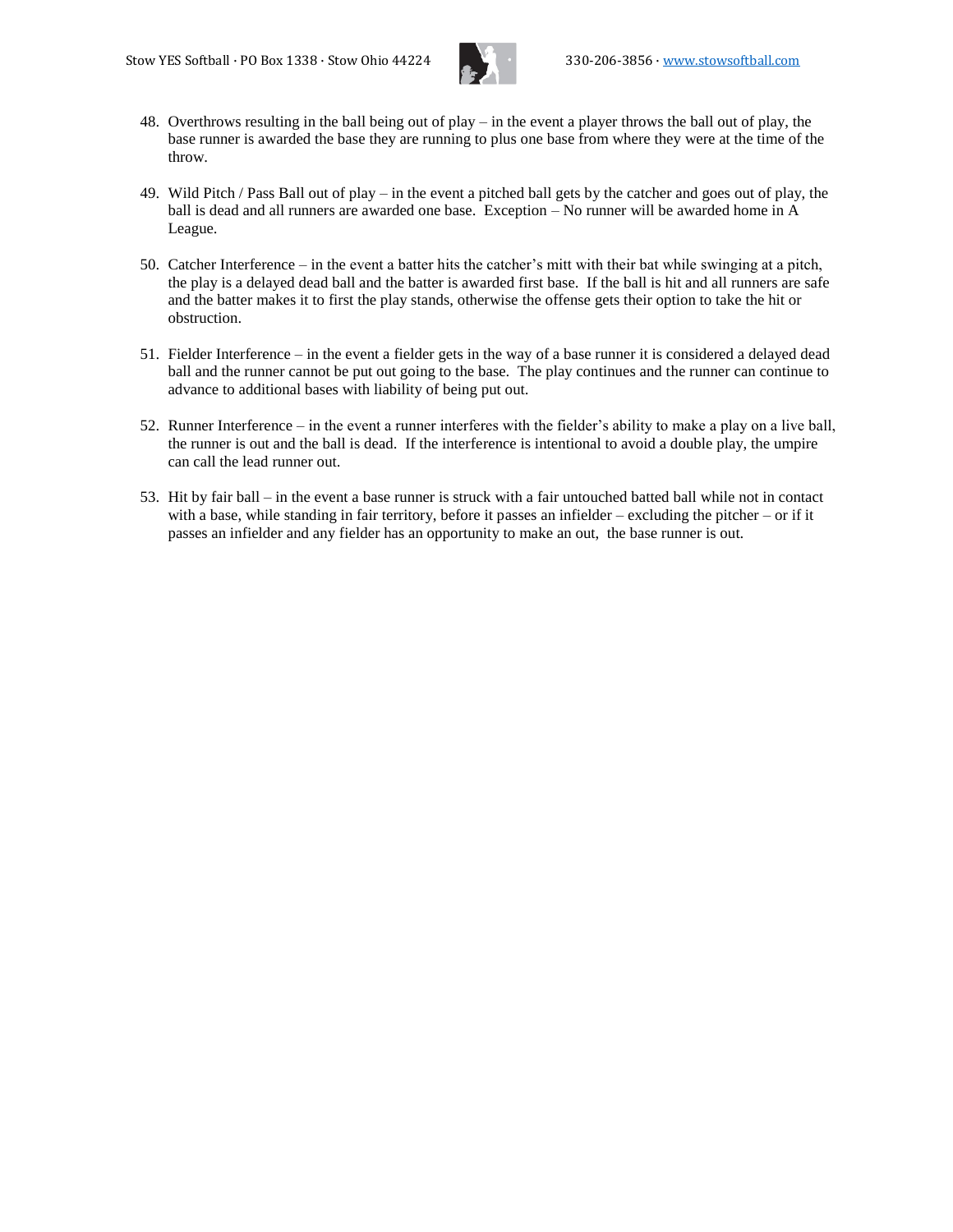48. Overthrows resulting in the ball being out of play – in the event a player throws the ball out of play, the base runner is awarded the base they are running to plus one base from where they were at the time of the throw.

49. Wild Pitch / Pass Ball out of play – in the event a pitched ball gets by the catcher and goes out of play, the ball is dead and all runners are awarded one base. Exception – No runner will be awarded home in A League.

50. Catcher Interference – in the event a batter hits the catcher's mitt with their bat while swinging at a pitch, the play is a delayed dead ball and the batter is awarded first base. If the ball is hit and all runners are safe and the batter makes it to first the play stands, otherwise the offense gets their option to take the hit or obstruction.

51. Fielder Interference – in the event a fielder gets in the way of a base runner it is considered a delayed dead ball and the runner cannot be put out going to the base. The play continues and the runner can continue to advance to additional bases with liability of being put out.

52. Runner Interference – in the event a runner interferes with the fielder's ability to make a play on a live ball, the runner is out and the ball is dead. If the interference is intentional to avoid a double play, the umpire can call the lead runner out.

53. Hit by fair ball – in the event a base runner is struck with a fair untouched batted ball while not in contact with a base, while standing in fair territory, before it passes an infielder – excluding the pitcher – or if it passes an infielder and any fielder has an opportunity to make an out, the base runner is out.